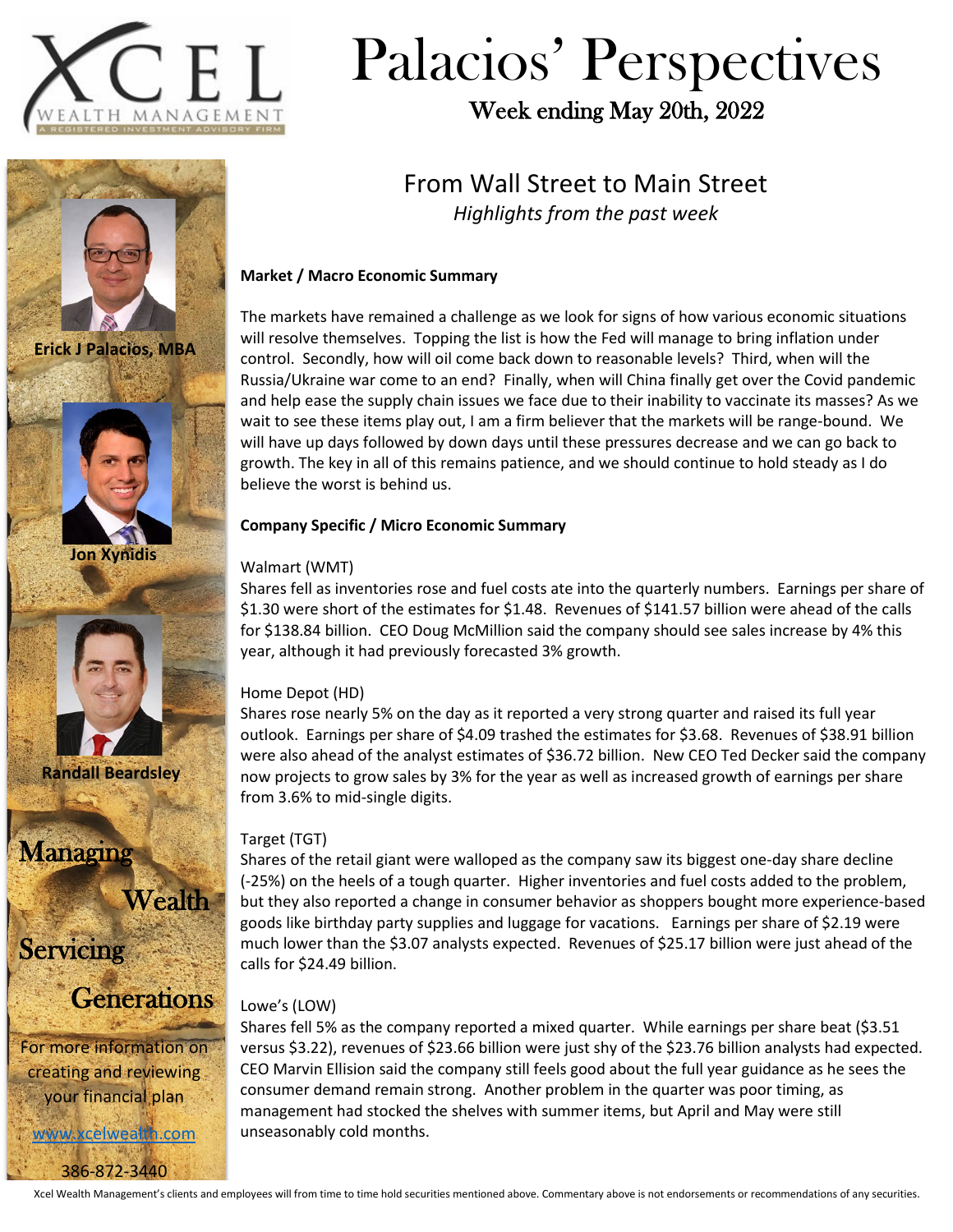# Palacios' Perspectives

Week ending May 20th, 2022

Erick J Palacios, MBA

Jon Xynidis

Randall Beardsley

Managing Wealth Servicing Generations

For more information on creating and reviewing your financial plan

www.xcelwealth.com

386-872-3440

## From Wall Street to Main Street

*Highlights from the past week*

**Market / Macro Economic Summary**

The markets have remained a challenge as we look for signs of how various economic situations will resolve themselves. Topping the list is how the Fed will manage to bring inflation under control. Secondly, how will oil come back down to reasonable levels? Third, when will the Russia/Ukraine war come to an end? Finally, when will China finally get over the Covid pandemic and help ease the supply chain issues we face due to their inability to vaccinate its masses? As we wait to see these items play out, I am a firm believer that the markets will be range-bound. We will have up days followed by down days until these pressures decrease and we can go back to growth. The key in all of this remains patience, and we should continue to hold steady as I do believe the worst is behind us.

**Company Specific / Micro Economic Summary**

Walmart (WMT)
Shares fell as inventories rose and fuel costs ate into the quarterly numbers. Earnings per share of $1.30 were short of the estimates for $1.48. Revenues of $141.57 billion were ahead of the calls for $138.84 billion. CEO Doug McMillion said the company should see sales increase by 4% this year, although it had previously forecasted 3% growth.

Home Depot (HD)
Shares rose nearly 5% on the day as it reported a very strong quarter and raised its full year outlook. Earnings per share of $4.09 trashed the estimates for $3.68. Revenues of $38.91 billion were also ahead of the analyst estimates of $36.72 billion. New CEO Ted Decker said the company now projects to grow sales by 3% for the year as well as increased growth of earnings per share from 3.6% to mid-single digits.

Target (TGT)
Shares of the retail giant were walloped as the company saw its biggest one-day share decline (-25%) on the heels of a tough quarter. Higher inventories and fuel costs added to the problem, but they also reported a change in consumer behavior as shoppers bought more experience-based goods like birthday party supplies and luggage for vacations. Earnings per share of $2.19 were much lower than the $3.07 analysts expected. Revenues of $25.17 billion were just ahead of the calls for $24.49 billion.

Lowe's (LOW)
Shares fell 5% as the company reported a mixed quarter. While earnings per share beat ($3.51 versus $3.22), revenues of $23.66 billion were just shy of the $23.76 billion analysts had expected. CEO Marvin Ellision said the company still feels good about the full year guidance as he sees the consumer demand remain strong. Another problem in the quarter was poor timing, as management had stocked the shelves with summer items, but April and May were still unseasonably cold months.

Xcel Wealth Management's clients and employees will from time to time hold securities mentioned above. Commentary above is not endorsements or recommendations of any securities.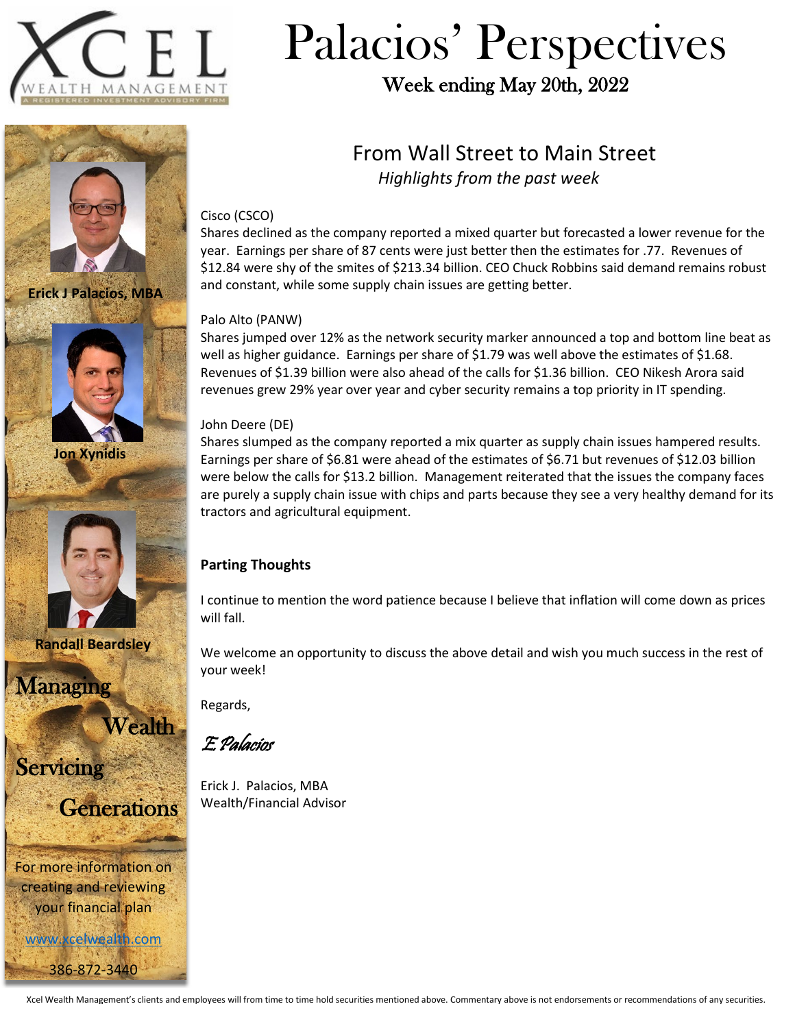# Palacios' Perspectives

Week ending May 20th, 2022

Erick J Palacios, MBA

Jon Xynidis

Randall Beardsley

Managing Wealth Servicing Generations

For more information on creating and reviewing your financial plan

www.xcelwealth.com

386-872-3440

## From Wall Street to Main Street

*Highlights from the past week*

Cisco (CSCO)
Shares declined as the company reported a mixed quarter but forecasted a lower revenue for the year. Earnings per share of 87 cents were just better then the estimates for .77. Revenues of $12.84 were shy of the smites of $213.34 billion. CEO Chuck Robbins said demand remains robust and constant, while some supply chain issues are getting better.

Palo Alto (PANW)
Shares jumped over 12% as the network security marker announced a top and bottom line beat as well as higher guidance. Earnings per share of $1.79 was well above the estimates of $1.68. Revenues of $1.39 billion were also ahead of the calls for $1.36 billion. CEO Nikesh Arora said revenues grew 29% year over year and cyber security remains a top priority in IT spending.

John Deere (DE)
Shares slumped as the company reported a mix quarter as supply chain issues hampered results. Earnings per share of $6.81 were ahead of the estimates of $6.71 but revenues of $12.03 billion were below the calls for $13.2 billion. Management reiterated that the issues the company faces are purely a supply chain issue with chips and parts because they see a very healthy demand for its tractors and agricultural equipment.

**Parting Thoughts**

I continue to mention the word patience because I believe that inflation will come down as prices will fall.

We welcome an opportunity to discuss the above detail and wish you much success in the rest of your week!

Regards,

*E Palacios*

Erick J. Palacios, MBA
Wealth/Financial Advisor

Xcel Wealth Management's clients and employees will from time to time hold securities mentioned above. Commentary above is not endorsements or recommendations of any securities.